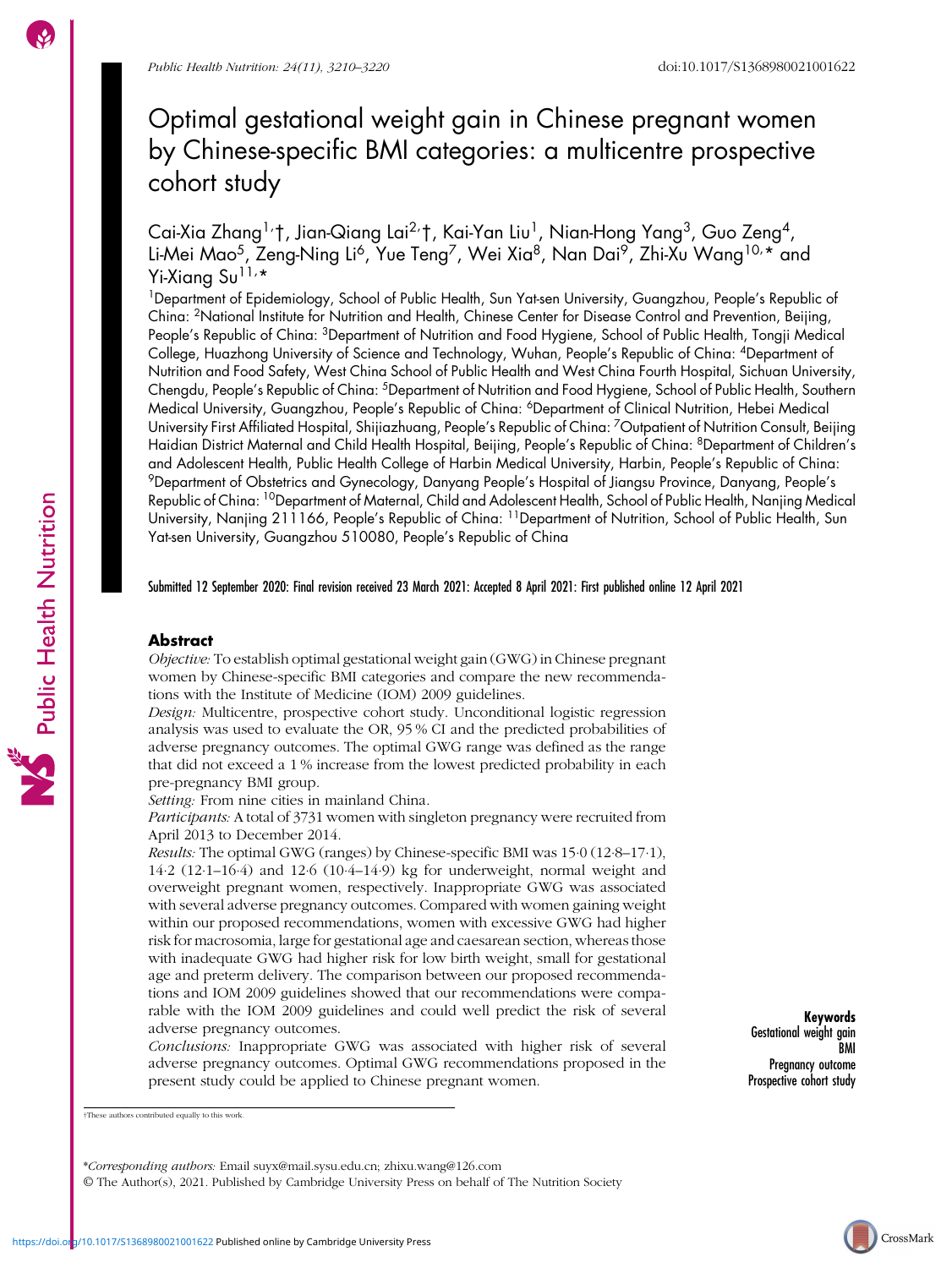# Optimal gestational weight gain in Chinese pregnant women by Chinese-specific BMI categories: a multicentre prospective cohort study

Cai-Xia Zhang[1,†], Jian-Qiang Lai[2,†], Kai-Yan Liu[1], Nian-Hong Yang[3], Guo Zeng[4], Li-Mei Mao[5], Zeng-Ning Li[6], Yue Teng[7], Wei Xia[8], Nan Dai[9], Zhi-Xu Wang[10,*] and Yi-Xiang Su[11,*]

[1]Department of Epidemiology, School of Public Health, Sun Yat-sen University, Guangzhou, People's Republic of China: [2]National Institute for Nutrition and Health, Chinese Center for Disease Control and Prevention, Beijing, People's Republic of China: [3]Department of Nutrition and Food Hygiene, School of Public Health, Tongji Medical College, Huazhong University of Science and Technology, Wuhan, People's Republic of China: [4]Department of Nutrition and Food Safety, West China School of Public Health and West China Fourth Hospital, Sichuan University, Chengdu, People's Republic of China: [5]Department of Nutrition and Food Hygiene, School of Public Health, Southern Medical University, Guangzhou, People's Republic of China: [6]Department of Clinical Nutrition, Hebei Medical University First Affiliated Hospital, Shijiazhuang, People's Republic of China: [7]Outpatient of Nutrition Consult, Beijing Haidian District Maternal and Child Health Hospital, Beijing, People's Republic of China: [8]Department of Children's and Adolescent Health, Public Health College of Harbin Medical University, Harbin, People's Republic of China: [9]Department of Obstetrics and Gynecology, Danyang People's Hospital of Jiangsu Province, Danyang, People's Republic of China: [10]Department of Maternal, Child and Adolescent Health, School of Public Health, Nanjing Medical University, Nanjing 211166, People's Republic of China: [11]Department of Nutrition, School of Public Health, Sun Yat-sen University, Guangzhou 510080, People's Republic of China

Submitted 12 September 2020: Final revision received 23 March 2021: Accepted 8 April 2021: First published online 12 April 2021

## Abstract

*Objective:* To establish optimal gestational weight gain (GWG) in Chinese pregnant women by Chinese-specific BMI categories and compare the new recommendations with the Institute of Medicine (IOM) 2009 guidelines.

*Design:* Multicentre, prospective cohort study. Unconditional logistic regression analysis was used to evaluate the OR, 95 % CI and the predicted probabilities of adverse pregnancy outcomes. The optimal GWG range was defined as the range that did not exceed a 1 % increase from the lowest predicted probability in each pre-pregnancy BMI group.

*Setting:* From nine cities in mainland China.

*Participants:* A total of 3731 women with singleton pregnancy were recruited from April 2013 to December 2014.

*Results:* The optimal GWG (ranges) by Chinese-specific BMI was 15·0 (12·8–17·1), 14·2 (12·1–16·4) and 12·6 (10·4–14·9) kg for underweight, normal weight and overweight pregnant women, respectively. Inappropriate GWG was associated with several adverse pregnancy outcomes. Compared with women gaining weight within our proposed recommendations, women with excessive GWG had higher risk for macrosomia, large for gestational age and caesarean section, whereas those with inadequate GWG had higher risk for low birth weight, small for gestational age and preterm delivery. The comparison between our proposed recommendations and IOM 2009 guidelines showed that our recommendations were comparable with the IOM 2009 guidelines and could well predict the risk of several adverse pregnancy outcomes.

*Conclusions:* Inappropriate GWG was associated with higher risk of several adverse pregnancy outcomes. Optimal GWG recommendations proposed in the present study could be applied to Chinese pregnant women.

**Keywords**
Gestational weight gain
BMI
Pregnancy outcome
Prospective cohort study

†These authors contributed equally to this work.

*Corresponding authors: Email suyx@mail.sysu.edu.cn; zhixu.wang@126.com

© The Author(s), 2021. Published by Cambridge University Press on behalf of The Nutrition Society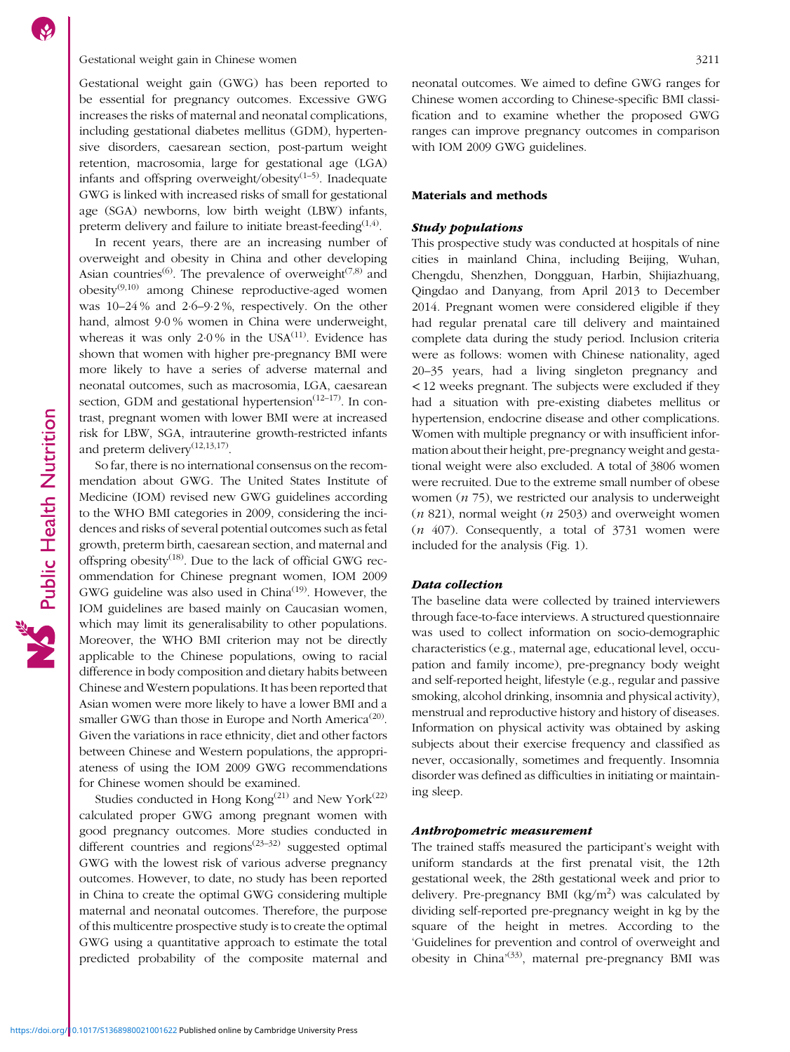Gestational weight gain (GWG) has been reported to be essential for pregnancy outcomes. Excessive GWG increases the risks of maternal and neonatal complications, including gestational diabetes mellitus (GDM), hypertensive disorders, caesarean section, post-partum weight retention, macrosomia, large for gestational age (LGA) infants and offspring overweight/obesity[1–5]. Inadequate GWG is linked with increased risks of small for gestational age (SGA) newborns, low birth weight (LBW) infants, preterm delivery and failure to initiate breast-feeding[1,4].

In recent years, there are an increasing number of overweight and obesity in China and other developing Asian countries[6]. The prevalence of overweight[7,8] and obesity[9,10] among Chinese reproductive-aged women was 10–24 % and 2·6–9·2 %, respectively. On the other hand, almost 9·0 % women in China were underweight, whereas it was only 2·0 % in the USA[11]. Evidence has shown that women with higher pre-pregnancy BMI were more likely to have a series of adverse maternal and neonatal outcomes, such as macrosomia, LGA, caesarean section, GDM and gestational hypertension[12–17]. In contrast, pregnant women with lower BMI were at increased risk for LBW, SGA, intrauterine growth-restricted infants and preterm delivery[12,13,17].

So far, there is no international consensus on the recommendation about GWG. The United States Institute of Medicine (IOM) revised new GWG guidelines according to the WHO BMI categories in 2009, considering the incidences and risks of several potential outcomes such as fetal growth, preterm birth, caesarean section, and maternal and offspring obesity[18]. Due to the lack of official GWG recommendation for Chinese pregnant women, IOM 2009 GWG guideline was also used in China[19]. However, the IOM guidelines are based mainly on Caucasian women, which may limit its generalisability to other populations. Moreover, the WHO BMI criterion may not be directly applicable to the Chinese populations, owing to racial difference in body composition and dietary habits between Chinese and Western populations. It has been reported that Asian women were more likely to have a lower BMI and a smaller GWG than those in Europe and North America[20]. Given the variations in race ethnicity, diet and other factors between Chinese and Western populations, the appropriateness of using the IOM 2009 GWG recommendations for Chinese women should be examined.

Studies conducted in Hong Kong[21] and New York[22] calculated proper GWG among pregnant women with good pregnancy outcomes. More studies conducted in different countries and regions[23–32] suggested optimal GWG with the lowest risk of various adverse pregnancy outcomes. However, to date, no study has been reported in China to create the optimal GWG considering multiple maternal and neonatal outcomes. Therefore, the purpose of this multicentre prospective study is to create the optimal GWG using a quantitative approach to estimate the total predicted probability of the composite maternal and neonatal outcomes. We aimed to define GWG ranges for Chinese women according to Chinese-specific BMI classification and to examine whether the proposed GWG ranges can improve pregnancy outcomes in comparison with IOM 2009 GWG guidelines.

## Materials and methods

### *Study populations*

This prospective study was conducted at hospitals of nine cities in mainland China, including Beijing, Wuhan, Chengdu, Shenzhen, Dongguan, Harbin, Shijiazhuang, Qingdao and Danyang, from April 2013 to December 2014. Pregnant women were considered eligible if they had regular prenatal care till delivery and maintained complete data during the study period. Inclusion criteria were as follows: women with Chinese nationality, aged 20–35 years, had a living singleton pregnancy and < 12 weeks pregnant. The subjects were excluded if they had a situation with pre-existing diabetes mellitus or hypertension, endocrine disease and other complications. Women with multiple pregnancy or with insufficient information about their height, pre-pregnancy weight and gestational weight were also excluded. A total of 3806 women were recruited. Due to the extreme small number of obese women (*n* 75), we restricted our analysis to underweight (*n* 821), normal weight (*n* 2503) and overweight women (*n* 407). Consequently, a total of 3731 women were included for the analysis (Fig. 1).

### *Data collection*

The baseline data were collected by trained interviewers through face-to-face interviews. A structured questionnaire was used to collect information on socio-demographic characteristics (e.g., maternal age, educational level, occupation and family income), pre-pregnancy body weight and self-reported height, lifestyle (e.g., regular and passive smoking, alcohol drinking, insomnia and physical activity), menstrual and reproductive history and history of diseases. Information on physical activity was obtained by asking subjects about their exercise frequency and classified as never, occasionally, sometimes and frequently. Insomnia disorder was defined as difficulties in initiating or maintaining sleep.

### *Anthropometric measurement*

The trained staffs measured the participant's weight with uniform standards at the first prenatal visit, the 12th gestational week, the 28th gestational week and prior to delivery. Pre-pregnancy BMI (kg/m$^2$) was calculated by dividing self-reported pre-pregnancy weight in kg by the square of the height in metres. According to the 'Guidelines for prevention and control of overweight and obesity in China'[33], maternal pre-pregnancy BMI was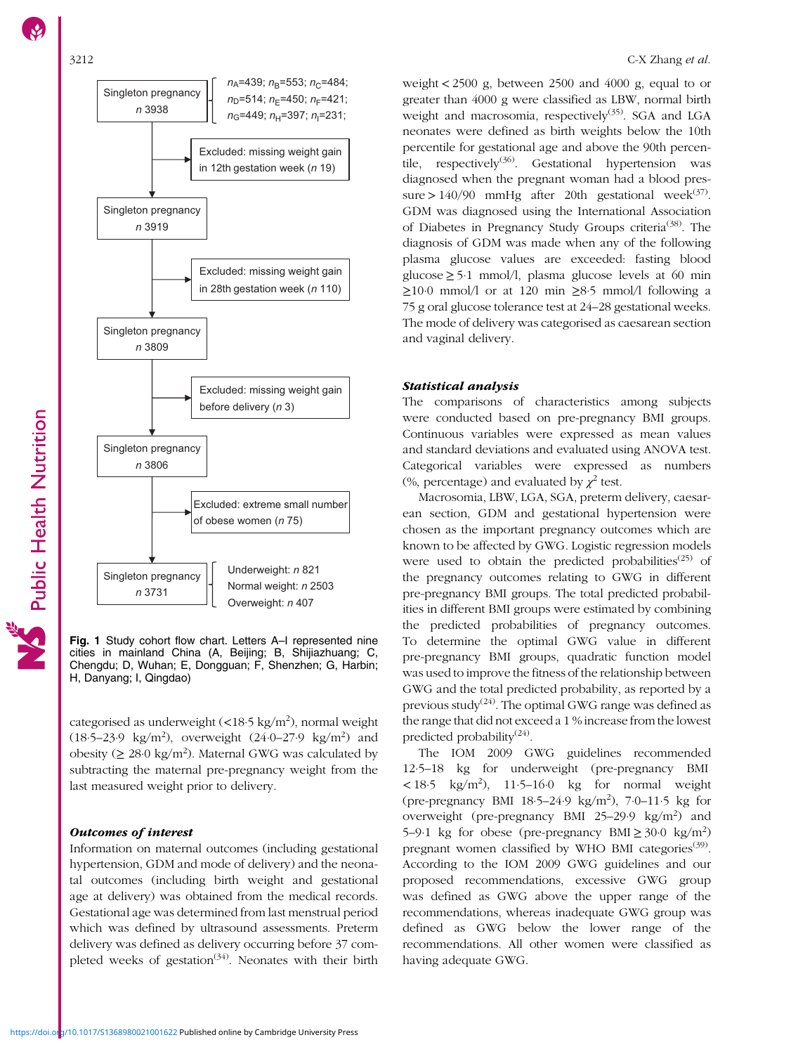Singleton pregnancy $n$ 3938

$n_A$=439; $n_B$=553; $n_C$=484; $n_D$=514; $n_E$=450; $n_F$=421; $n_G$=449; $n_H$=397; $n_I$=231;

Excluded: missing weight gain in 12th gestation week ($n$ 19)

Singleton pregnancy $n$ 3919

Excluded: missing weight gain in 28th gestation week ($n$ 110)

Singleton pregnancy $n$ 3809

Excluded: missing weight gain before delivery ($n$ 3)

Singleton pregnancy $n$ 3806

Excluded: extreme small number of obese women ($n$ 75)

Singleton pregnancy $n$ 3731

Underweight: $n$ 821
Normal weight: $n$ 2503
Overweight: $n$ 407

**Fig. 1** Study cohort flow chart. Letters A–I represented nine cities in mainland China (A, Beijing; B, Shijiazhuang; C, Chengdu; D, Wuhan; E, Dongguan; F, Shenzhen; G, Harbin; H, Danyang; I, Qingdao)

categorised as underweight (<18·5 kg/m$^2$), normal weight (18·5–23·9 kg/m$^2$), overweight (24·0–27·9 kg/m$^2$) and obesity (≥ 28·0 kg/m$^2$). Maternal GWG was calculated by subtracting the maternal pre-pregnancy weight from the last measured weight prior to delivery.

### *Outcomes of interest*

Information on maternal outcomes (including gestational hypertension, GDM and mode of delivery) and the neonatal outcomes (including birth weight and gestational age at delivery) was obtained from the medical records. Gestational age was determined from last menstrual period which was defined by ultrasound assessments. Preterm delivery was defined as delivery occurring before 37 completed weeks of gestation[34]. Neonates with their birth weight < 2500 g, between 2500 and 4000 g, equal to or greater than 4000 g were classified as LBW, normal birth weight and macrosomia, respectively[35]. SGA and LGA neonates were defined as birth weights below the 10th percentile for gestational age and above the 90th percentile, respectively[36]. Gestational hypertension was diagnosed when the pregnant woman had a blood pressure > 140/90 mmHg after 20th gestational week[37]. GDM was diagnosed using the International Association of Diabetes in Pregnancy Study Groups criteria[38]. The diagnosis of GDM was made when any of the following plasma glucose values are exceeded: fasting blood glucose ≥ 5·1 mmol/l, plasma glucose levels at 60 min ≥10·0 mmol/l or at 120 min ≥8·5 mmol/l following a 75 g oral glucose tolerance test at 24–28 gestational weeks. The mode of delivery was categorised as caesarean section and vaginal delivery.

### *Statistical analysis*

The comparisons of characteristics among subjects were conducted based on pre-pregnancy BMI groups. Continuous variables were expressed as mean values and standard deviations and evaluated using ANOVA test. Categorical variables were expressed as numbers (%, percentage) and evaluated by $\chi^2$ test.

Macrosomia, LBW, LGA, SGA, preterm delivery, caesarean section, GDM and gestational hypertension were chosen as the important pregnancy outcomes which are known to be affected by GWG. Logistic regression models were used to obtain the predicted probabilities[25] of the pregnancy outcomes relating to GWG in different pre-pregnancy BMI groups. The total predicted probabilities in different BMI groups were estimated by combining the predicted probabilities of pregnancy outcomes. To determine the optimal GWG value in different pre-pregnancy BMI groups, quadratic function model was used to improve the fitness of the relationship between GWG and the total predicted probability, as reported by a previous study[24]. The optimal GWG range was defined as the range that did not exceed a 1 % increase from the lowest predicted probability[24].

The IOM 2009 GWG guidelines recommended 12·5–18 kg for underweight (pre-pregnancy BMI < 18·5 kg/m$^2$), 11·5–16·0 kg for normal weight (pre-pregnancy BMI 18·5–24·9 kg/m$^2$), 7·0–11·5 kg for overweight (pre-pregnancy BMI 25–29·9 kg/m$^2$) and 5–9·1 kg for obese (pre-pregnancy BMI ≥ 30·0 kg/m$^2$) pregnant women classified by WHO BMI categories[39]. According to the IOM 2009 GWG guidelines and our proposed recommendations, excessive GWG group was defined as GWG above the upper range of the recommendations, whereas inadequate GWG group was defined as GWG below the lower range of the recommendations. All other women were classified as having adequate GWG.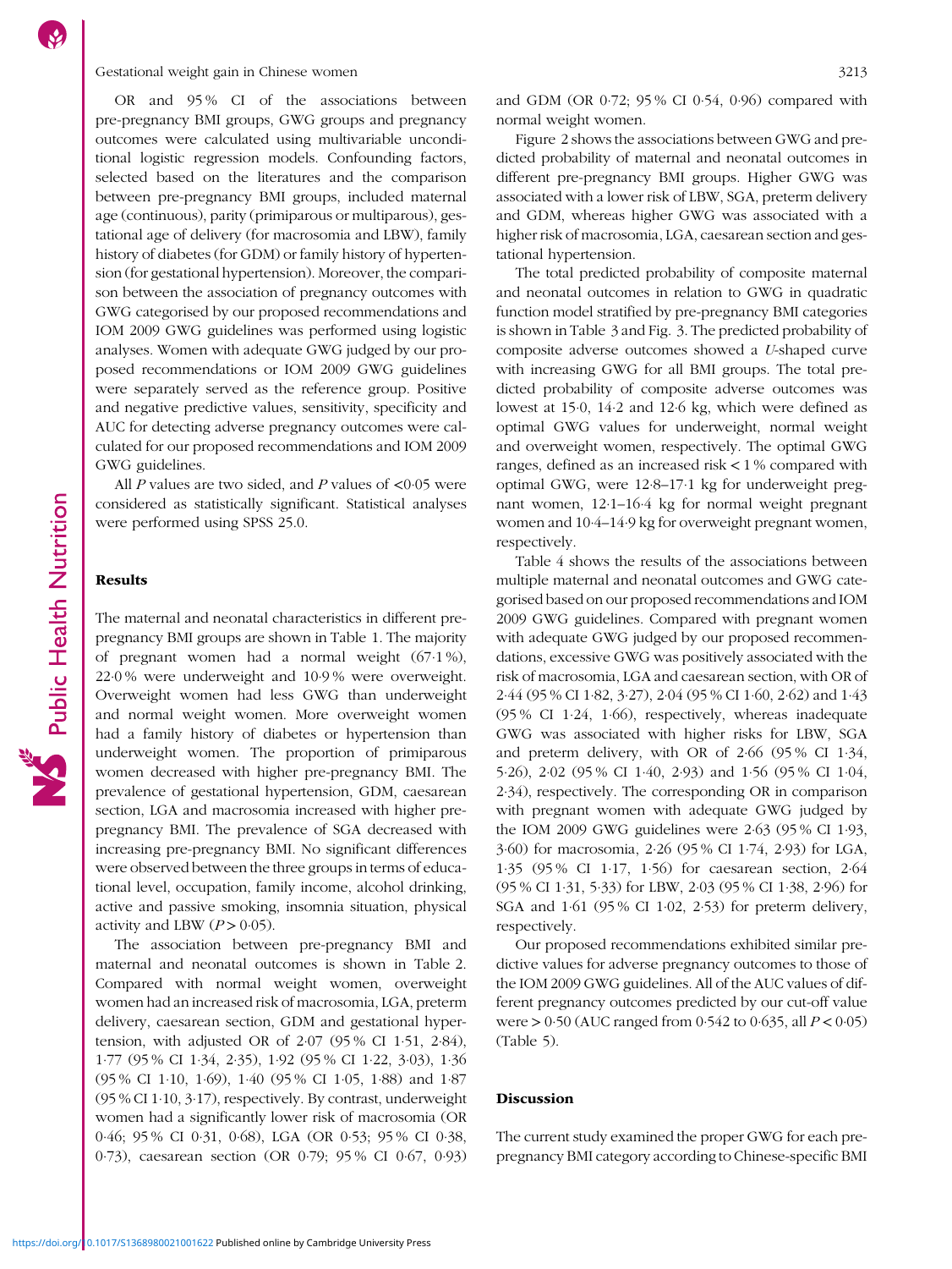OR and 95 % CI of the associations between pre-pregnancy BMI groups, GWG groups and pregnancy outcomes were calculated using multivariable unconditional logistic regression models. Confounding factors, selected based on the literatures and the comparison between pre-pregnancy BMI groups, included maternal age (continuous), parity (primiparous or multiparous), gestational age of delivery (for macrosomia and LBW), family history of diabetes (for GDM) or family history of hypertension (for gestational hypertension). Moreover, the comparison between the association of pregnancy outcomes with GWG categorised by our proposed recommendations and IOM 2009 GWG guidelines was performed using logistic analyses. Women with adequate GWG judged by our proposed recommendations or IOM 2009 GWG guidelines were separately served as the reference group. Positive and negative predictive values, sensitivity, specificity and AUC for detecting adverse pregnancy outcomes were calculated for our proposed recommendations and IOM 2009 GWG guidelines.

All $P$ values are two sided, and $P$ values of <0·05 were considered as statistically significant. Statistical analyses were performed using SPSS 25.0.

## Results

The maternal and neonatal characteristics in different pre-pregnancy BMI groups are shown in Table 1. The majority of pregnant women had a normal weight (67·1 %), 22·0 % were underweight and 10·9 % were overweight. Overweight women had less GWG than underweight and normal weight women. More overweight women had a family history of diabetes or hypertension than underweight women. The proportion of primiparous women decreased with higher pre-pregnancy BMI. The prevalence of gestational hypertension, GDM, caesarean section, LGA and macrosomia increased with higher pre-pregnancy BMI. The prevalence of SGA decreased with increasing pre-pregnancy BMI. No significant differences were observed between the three groups in terms of educational level, occupation, family income, alcohol drinking, active and passive smoking, insomnia situation, physical activity and LBW ($P > 0·05$).

The association between pre-pregnancy BMI and maternal and neonatal outcomes is shown in Table 2. Compared with normal weight women, overweight women had an increased risk of macrosomia, LGA, preterm delivery, caesarean section, GDM and gestational hypertension, with adjusted OR of 2·07 (95 % CI 1·51, 2·84), 1·77 (95 % CI 1·34, 2·35), 1·92 (95 % CI 1·22, 3·03), 1·36 (95 % CI 1·10, 1·69), 1·40 (95 % CI 1·05, 1·88) and 1·87 (95 % CI 1·10, 3·17), respectively. By contrast, underweight women had a significantly lower risk of macrosomia (OR 0·46; 95 % CI 0·31, 0·68), LGA (OR 0·53; 95 % CI 0·38, 0·73), caesarean section (OR 0·79; 95 % CI 0·67, 0·93) and GDM (OR 0·72; 95 % CI 0·54, 0·96) compared with normal weight women.

Figure 2 shows the associations between GWG and predicted probability of maternal and neonatal outcomes in different pre-pregnancy BMI groups. Higher GWG was associated with a lower risk of LBW, SGA, preterm delivery and GDM, whereas higher GWG was associated with a higher risk of macrosomia, LGA, caesarean section and gestational hypertension.

The total predicted probability of composite maternal and neonatal outcomes in relation to GWG in quadratic function model stratified by pre-pregnancy BMI categories is shown in Table 3 and Fig. 3. The predicted probability of composite adverse outcomes showed a *U*-shaped curve with increasing GWG for all BMI groups. The total predicted probability of composite adverse outcomes was lowest at 15·0, 14·2 and 12·6 kg, which were defined as optimal GWG values for underweight, normal weight and overweight women, respectively. The optimal GWG ranges, defined as an increased risk < 1 % compared with optimal GWG, were 12·8–17·1 kg for underweight pregnant women, 12·1–16·4 kg for normal weight pregnant women and 10·4–14·9 kg for overweight pregnant women, respectively.

Table 4 shows the results of the associations between multiple maternal and neonatal outcomes and GWG categorised based on our proposed recommendations and IOM 2009 GWG guidelines. Compared with pregnant women with adequate GWG judged by our proposed recommendations, excessive GWG was positively associated with the risk of macrosomia, LGA and caesarean section, with OR of 2·44 (95 % CI 1·82, 3·27), 2·04 (95 % CI 1·60, 2·62) and 1·43 (95 % CI 1·24, 1·66), respectively, whereas inadequate GWG was associated with higher risks for LBW, SGA and preterm delivery, with OR of 2·66 (95 % CI 1·34, 5·26), 2·02 (95 % CI 1·40, 2·93) and 1·56 (95 % CI 1·04, 2·34), respectively. The corresponding OR in comparison with pregnant women with adequate GWG judged by the IOM 2009 GWG guidelines were 2·63 (95 % CI 1·93, 3·60) for macrosomia, 2·26 (95 % CI 1·74, 2·93) for LGA, 1·35 (95 % CI 1·17, 1·56) for caesarean section, 2·64 (95 % CI 1·31, 5·33) for LBW, 2·03 (95 % CI 1·38, 2·96) for SGA and 1·61 (95 % CI 1·02, 2·53) for preterm delivery, respectively.

Our proposed recommendations exhibited similar predictive values for adverse pregnancy outcomes to those of the IOM 2009 GWG guidelines. All of the AUC values of different pregnancy outcomes predicted by our cut-off value were > 0·50 (AUC ranged from 0·542 to 0·635, all $P < 0·05$) (Table 5).

## Discussion

The current study examined the proper GWG for each pre-pregnancy BMI category according to Chinese-specific BMI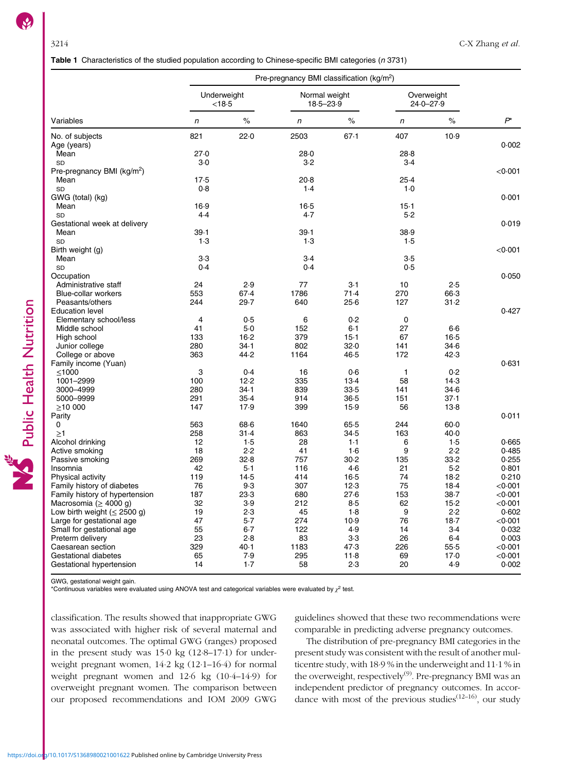**Table 1** Characteristics of the studied population according to Chinese-specific BMI categories (*n* 3731)

| | Pre-pregnancy BMI classification (kg/m$^2$) | | | | | | |
|---|---|---|---|---|---|---|---|
| | Underweight <18·5 | | Normal weight 18·5–23·9 | | Overweight 24·0–27·9 | | |
| Variables | *n* | % | *n* | % | *n* | % | *P*\* |
| No. of subjects | 821 | 22·0 | 2503 | 67·1 | 407 | 10·9 | |
| Age (years) | | | | | | | 0·002 |
| Mean | 27·0 | | 28·0 | | 28·8 | | |
| SD | 3·0 | | 3·2 | | 3·4 | | |
| Pre-pregnancy BMI (kg/m$^2$) | | | | | | | <0·001 |
| Mean | 17·5 | | 20·8 | | 25·4 | | |
| SD | 0·8 | | 1·4 | | 1·0 | | |
| GWG (total) (kg) | | | | | | | 0·001 |
| Mean | 16·9 | | 16·5 | | 15·1 | | |
| SD | 4·4 | | 4·7 | | 5·2 | | |
| Gestational week at delivery | | | | | | | 0·019 |
| Mean | 39·1 | | 39·1 | | 38·9 | | |
| SD | 1·3 | | 1·3 | | 1·5 | | |
| Birth weight (g) | | | | | | | <0·001 |
| Mean | 3·3 | | 3·4 | | 3·5 | | |
| SD | 0·4 | | 0·4 | | 0·5 | | |
| Occupation | | | | | | | 0·050 |
| Administrative staff | 24 | 2·9 | 77 | 3·1 | 10 | 2·5 | |
| Blue-collar workers | 553 | 67·4 | 1786 | 71·4 | 270 | 66·3 | |
| Peasants/others | 244 | 29·7 | 640 | 25·6 | 127 | 31·2 | |
| Education level | | | | | | | 0·427 |
| Elementary school/less | 4 | 0·5 | 6 | 0·2 | 0 | | |
| Middle school | 41 | 5·0 | 152 | 6·1 | 27 | 6·6 | |
| High school | 133 | 16·2 | 379 | 15·1 | 67 | 16·5 | |
| Junior college | 280 | 34·1 | 802 | 32·0 | 141 | 34·6 | |
| College or above | 363 | 44·2 | 1164 | 46·5 | 172 | 42·3 | |
| Family income (Yuan) | | | | | | | 0·631 |
| ≤1000 | 3 | 0·4 | 16 | 0·6 | 1 | 0·2 | |
| 1001–2999 | 100 | 12·2 | 335 | 13·4 | 58 | 14·3 | |
| 3000–4999 | 280 | 34·1 | 839 | 33·5 | 141 | 34·6 | |
| 5000–9999 | 291 | 35·4 | 914 | 36·5 | 151 | 37·1 | |
| ≥10 000 | 147 | 17·9 | 399 | 15·9 | 56 | 13·8 | |
| Parity | | | | | | | 0·011 |
| 0 | 563 | 68·6 | 1640 | 65·5 | 244 | 60·0 | |
| ≥1 | 258 | 31·4 | 863 | 34·5 | 163 | 40·0 | |
| Alcohol drinking | 12 | 1·5 | 28 | 1·1 | 6 | 1·5 | 0·665 |
| Active smoking | 18 | 2·2 | 41 | 1·6 | 9 | 2·2 | 0·485 |
| Passive smoking | 269 | 32·8 | 757 | 30·2 | 135 | 33·2 | 0·255 |
| Insomnia | 42 | 5·1 | 116 | 4·6 | 21 | 5·2 | 0·801 |
| Physical activity | 119 | 14·5 | 414 | 16·5 | 74 | 18·2 | 0·210 |
| Family history of diabetes | 76 | 9·3 | 307 | 12·3 | 75 | 18·4 | <0·001 |
| Family history of hypertension | 187 | 23·3 | 680 | 27·6 | 153 | 38·7 | <0·001 |
| Macrosomia (≥ 4000 g) | 32 | 3·9 | 212 | 8·5 | 62 | 15·2 | <0·001 |
| Low birth weight (≤ 2500 g) | 19 | 2·3 | 45 | 1·8 | 9 | 2·2 | 0·602 |
| Large for gestational age | 47 | 5·7 | 274 | 10·9 | 76 | 18·7 | <0·001 |
| Small for gestational age | 55 | 6·7 | 122 | 4·9 | 14 | 3·4 | 0·032 |
| Preterm delivery | 23 | 2·8 | 83 | 3·3 | 26 | 6·4 | 0·003 |
| Caesarean section | 329 | 40·1 | 1183 | 47·3 | 226 | 55·5 | <0·001 |
| Gestational diabetes | 65 | 7·9 | 295 | 11·8 | 69 | 17·0 | <0·001 |
| Gestational hypertension | 14 | 1·7 | 58 | 2·3 | 20 | 4·9 | 0·002 |

GWG, gestational weight gain.
\*Continuous variables were evaluated using ANOVA test and categorical variables were evaluated by $\chi^2$ test.

classification. The results showed that inappropriate GWG was associated with higher risk of several maternal and neonatal outcomes. The optimal GWG (ranges) proposed in the present study was 15·0 kg (12·8–17·1) for underweight pregnant women, 14·2 kg (12·1–16·4) for normal weight pregnant women and 12·6 kg (10·4–14·9) for overweight pregnant women. The comparison between our proposed recommendations and IOM 2009 GWG guidelines showed that these two recommendations were comparable in predicting adverse pregnancy outcomes.

The distribution of pre-pregnancy BMI categories in the present study was consistent with the result of another multicentre study, with 18·9 % in the underweight and 11·1 % in the overweight, respectively[9]. Pre-pregnancy BMI was an independent predictor of pregnancy outcomes. In accordance with most of the previous studies[12–16], our study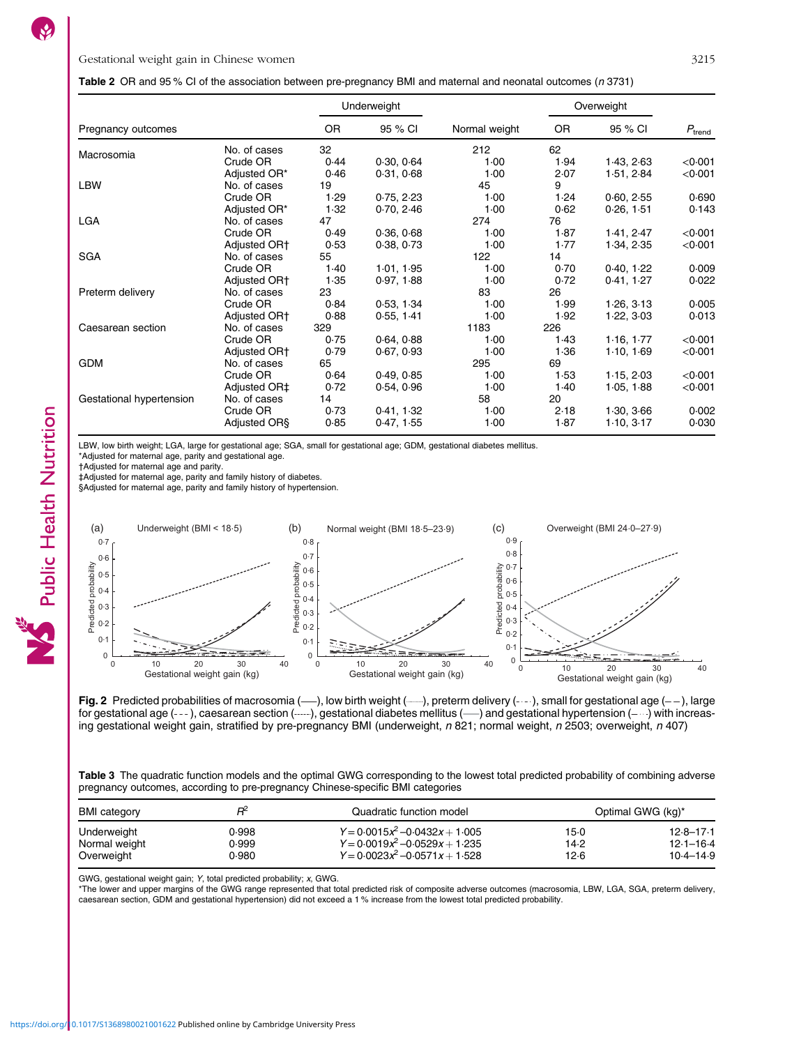**Table 2** OR and 95 % CI of the association between pre-pregnancy BMI and maternal and neonatal outcomes ($n$ 3731)

| Pregnancy outcomes | | Underweight | | Normal weight | Overweight | | $P_{trend}$ |
|---|---|---|---|---|---|---|---|
| | | OR | 95 % CI | | OR | 95 % CI | |
| Macrosomia | No. of cases | 32 | | 212 | 62 | | |
| | Crude OR | 0·44 | 0·30, 0·64 | 1·00 | 1·94 | 1·43, 2·63 | <0·001 |
| | Adjusted OR* | 0·46 | 0·31, 0·68 | 1·00 | 2·07 | 1·51, 2·84 | <0·001 |
| LBW | No. of cases | 19 | | 45 | 9 | | |
| | Crude OR | 1·29 | 0·75, 2·23 | 1·00 | 1·24 | 0·60, 2·55 | 0·690 |
| | Adjusted OR* | 1·32 | 0·70, 2·46 | 1·00 | 0·62 | 0·26, 1·51 | 0·143 |
| LGA | No. of cases | 47 | | 274 | 76 | | |
| | Crude OR | 0·49 | 0·36, 0·68 | 1·00 | 1·87 | 1·41, 2·47 | <0·001 |
| | Adjusted OR† | 0·53 | 0·38, 0·73 | 1·00 | 1·77 | 1·34, 2·35 | <0·001 |
| SGA | No. of cases | 55 | | 122 | 14 | | |
| | Crude OR | 1·40 | 1·01, 1·95 | 1·00 | 0·70 | 0·40, 1·22 | 0·009 |
| | Adjusted OR† | 1·35 | 0·97, 1·88 | 1·00 | 0·72 | 0·41, 1·27 | 0·022 |
| Preterm delivery | No. of cases | 23 | | 83 | 26 | | |
| | Crude OR | 0·84 | 0·53, 1·34 | 1·00 | 1·99 | 1·26, 3·13 | 0·005 |
| | Adjusted OR† | 0·88 | 0·55, 1·41 | 1·00 | 1·92 | 1·22, 3·03 | 0·013 |
| Caesarean section | No. of cases | 329 | | 1183 | 226 | | |
| | Crude OR | 0·75 | 0·64, 0·88 | 1·00 | 1·43 | 1·16, 1·77 | <0·001 |
| | Adjusted OR† | 0·79 | 0·67, 0·93 | 1·00 | 1·36 | 1·10, 1·69 | <0·001 |
| GDM | No. of cases | 65 | | 295 | 69 | | |
| | Crude OR | 0·64 | 0·49, 0·85 | 1·00 | 1·53 | 1·15, 2·03 | <0·001 |
| | Adjusted OR‡ | 0·72 | 0·54, 0·96 | 1·00 | 1·40 | 1·05, 1·88 | <0·001 |
| Gestational hypertension | No. of cases | 14 | | 58 | 20 | | |
| | Crude OR | 0·73 | 0·41, 1·32 | 1·00 | 2·18 | 1·30, 3·66 | 0·002 |
| | Adjusted OR§ | 0·85 | 0·47, 1·55 | 1·00 | 1·87 | 1·10, 3·17 | 0·030 |

LBW, low birth weight; LGA, large for gestational age; SGA, small for gestational age; GDM, gestational diabetes mellitus.
*Adjusted for maternal age, parity and gestational age.
†Adjusted for maternal age and parity.
‡Adjusted for maternal age, parity and family history of diabetes.
§Adjusted for maternal age, parity and family history of hypertension.

**Fig. 2** Predicted probabilities of macrosomia (——), low birth weight (·······), preterm delivery (-·-·), small for gestational age (– –), large for gestational age (- - -), caesarean section (-----), gestational diabetes mellitus (——) and gestational hypertension (–··) with increasing gestational weight gain, stratified by pre-pregnancy BMI (underweight, $n$ 821; normal weight, $n$ 2503; overweight, $n$ 407)

**Table 3** The quadratic function models and the optimal GWG corresponding to the lowest total predicted probability of combining adverse pregnancy outcomes, according to pre-pregnancy Chinese-specific BMI categories

| BMI category | $R^2$ | Quadratic function model | Optimal GWG (kg)* | |
|---|---|---|---|---|
| Underweight | 0·998 | $Y = 0{\cdot}0015x^2 - 0{\cdot}0432x + 1{\cdot}005$ | 15·0 | 12·8–17·1 |
| Normal weight | 0·999 | $Y = 0{\cdot}0019x^2 - 0{\cdot}0529x + 1{\cdot}235$ | 14·2 | 12·1–16·4 |
| Overweight | 0·980 | $Y = 0{\cdot}0023x^2 - 0{\cdot}0571x + 1{\cdot}528$ | 12·6 | 10·4–14·9 |

GWG, gestational weight gain; $Y$, total predicted probability; $x$, GWG.
*The lower and upper margins of the GWG range represented that total predicted risk of composite adverse outcomes (macrosomia, LBW, LGA, SGA, preterm delivery, caesarean section, GDM and gestational hypertension) did not exceed a 1 % increase from the lowest total predicted probability.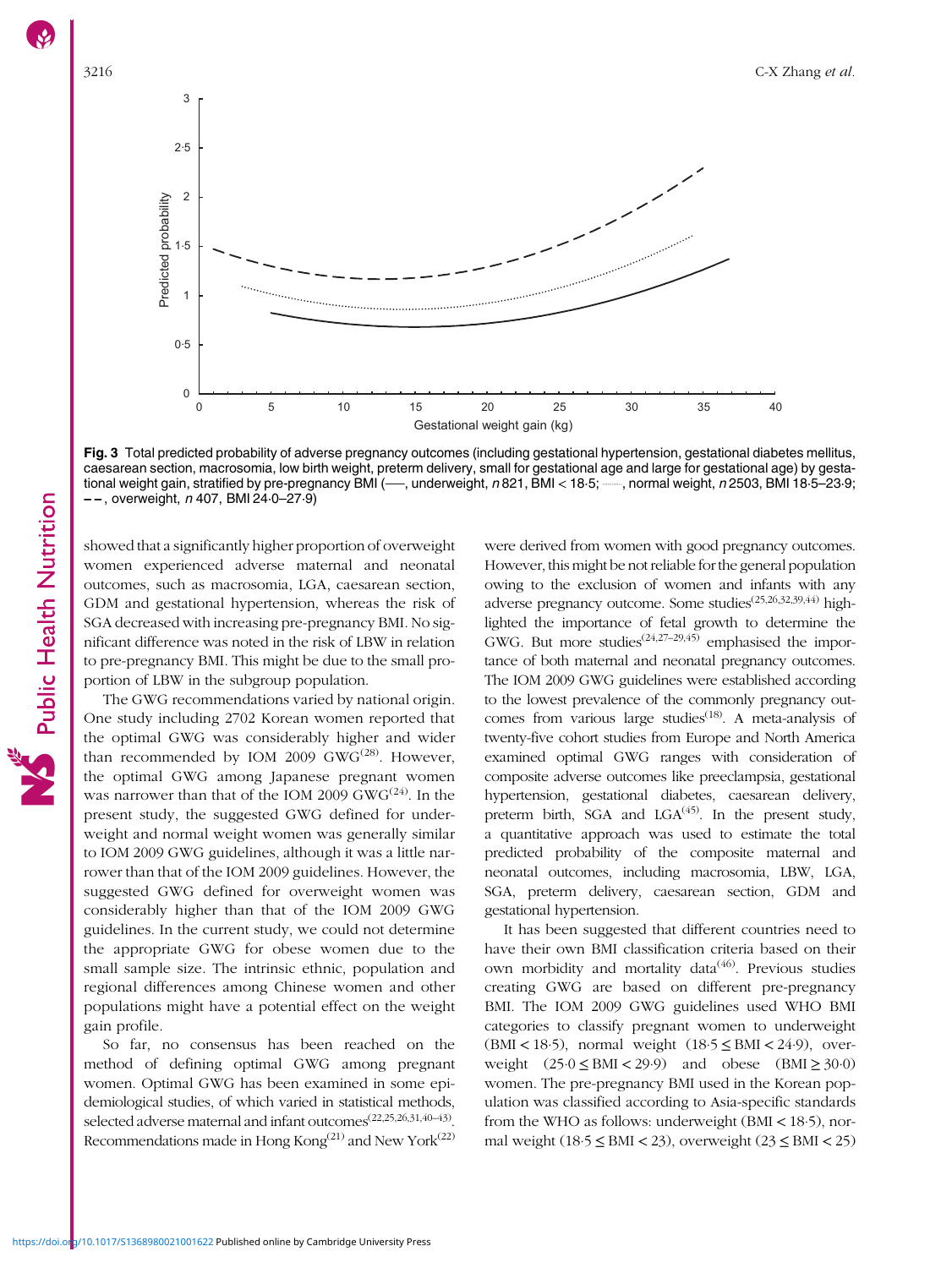Fig. 3 Total predicted probability of adverse pregnancy outcomes (including gestational hypertension, gestational diabetes mellitus, caesarean section, macrosomia, low birth weight, preterm delivery, small for gestational age and large for gestational age) by gestational weight gain, stratified by pre-pregnancy BMI (——, underweight, *n* 821, BMI < 18·5; ········, normal weight, *n* 2503, BMI 18·5–23·9; – – , overweight, *n* 407, BMI 24·0–27·9)

showed that a significantly higher proportion of overweight women experienced adverse maternal and neonatal outcomes, such as macrosomia, LGA, caesarean section, GDM and gestational hypertension, whereas the risk of SGA decreased with increasing pre-pregnancy BMI. No significant difference was noted in the risk of LBW in relation to pre-pregnancy BMI. This might be due to the small proportion of LBW in the subgroup population.

The GWG recommendations varied by national origin. One study including 2702 Korean women reported that the optimal GWG was considerably higher and wider than recommended by IOM 2009 GWG[28]. However, the optimal GWG among Japanese pregnant women was narrower than that of the IOM 2009 GWG[24]. In the present study, the suggested GWG defined for underweight and normal weight women was generally similar to IOM 2009 GWG guidelines, although it was a little narrower than that of the IOM 2009 guidelines. However, the suggested GWG defined for overweight women was considerably higher than that of the IOM 2009 GWG guidelines. In the current study, we could not determine the appropriate GWG for obese women due to the small sample size. The intrinsic ethnic, population and regional differences among Chinese women and other populations might have a potential effect on the weight gain profile.

So far, no consensus has been reached on the method of defining optimal GWG among pregnant women. Optimal GWG has been examined in some epidemiological studies, of which varied in statistical methods, selected adverse maternal and infant outcomes[22,25,26,31,40–43]. Recommendations made in Hong Kong[21] and New York[22] were derived from women with good pregnancy outcomes. However, this might be not reliable for the general population owing to the exclusion of women and infants with any adverse pregnancy outcome. Some studies[25,26,32,39,44) highlighted the importance of fetal growth to determine the GWG. But more studies[24,27–29,45] emphasised the importance of both maternal and neonatal pregnancy outcomes. The IOM 2009 GWG guidelines were established according to the lowest prevalence of the commonly pregnancy outcomes from various large studies[18]. A meta-analysis of twenty-five cohort studies from Europe and North America examined optimal GWG ranges with consideration of composite adverse outcomes like preeclampsia, gestational hypertension, gestational diabetes, caesarean delivery, preterm birth, SGA and LGA[45]. In the present study, a quantitative approach was used to estimate the total predicted probability of the composite maternal and neonatal outcomes, including macrosomia, LBW, LGA, SGA, preterm delivery, caesarean section, GDM and gestational hypertension.

It has been suggested that different countries need to have their own BMI classification criteria based on their own morbidity and mortality data[46]. Previous studies creating GWG are based on different pre-pregnancy BMI. The IOM 2009 GWG guidelines used WHO BMI categories to classify pregnant women to underweight (BMI < 18·5), normal weight (18·5 ≤ BMI < 24·9), overweight (25·0 ≤ BMI < 29·9) and obese (BMI ≥ 30·0) women. The pre-pregnancy BMI used in the Korean population was classified according to Asia-specific standards from the WHO as follows: underweight (BMI < 18·5), normal weight (18·5 ≤ BMI < 23), overweight (23 ≤ BMI < 25)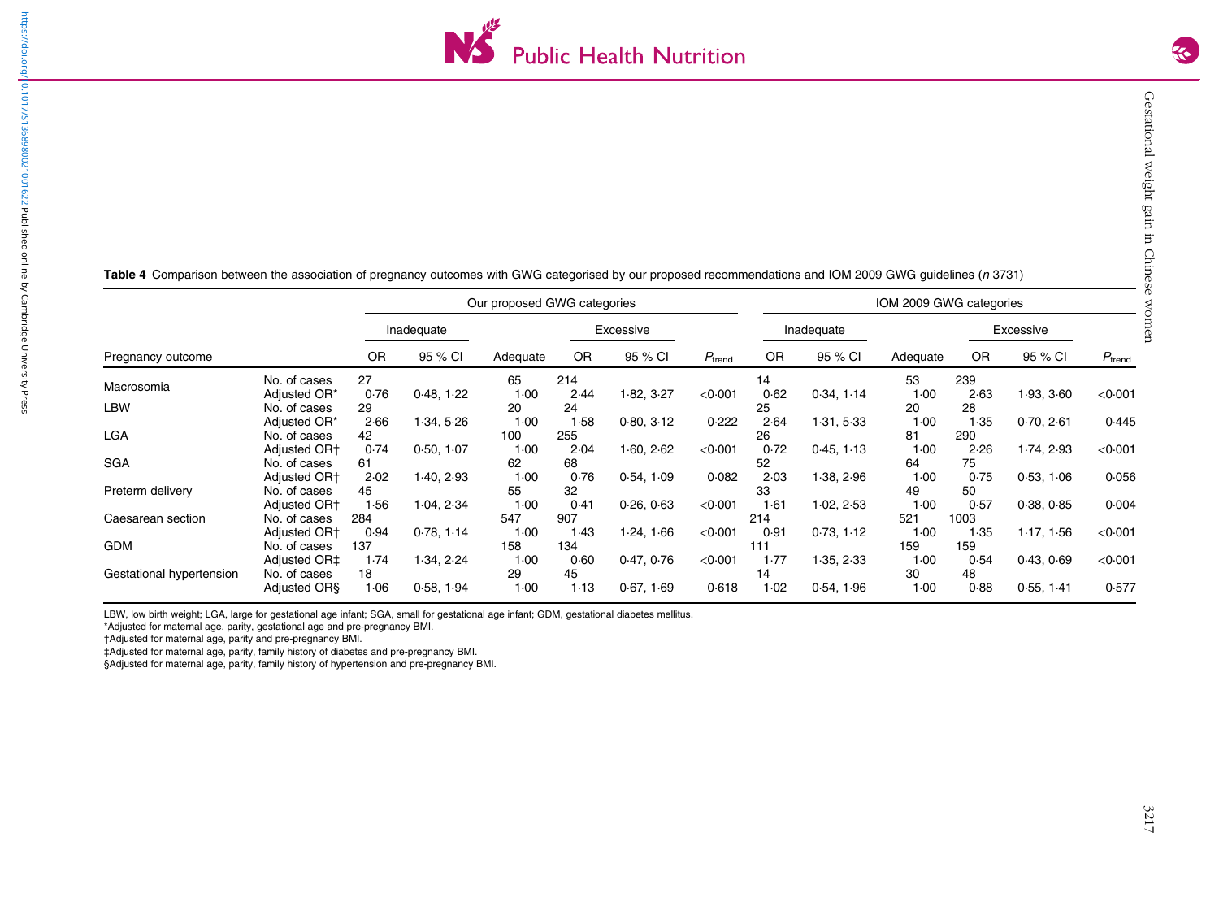**Table 4** Comparison between the association of pregnancy outcomes with GWG categorised by our proposed recommendations and IOM 2009 GWG guidelines (*n* 3731)

| | | Our proposed GWG categories | | | | | | IOM 2009 GWG categories | | | | | |
|---|---|---|---|---|---|---|---|---|---|---|---|---|---|
| | | Inadequate | | | Excessive | | | Inadequate | | | Excessive | | |
| Pregnancy outcome | | OR | 95 % CI | Adequate | OR | 95 % CI | $P_{trend}$ | OR | 95 % CI | Adequate | OR | 95 % CI | $P_{trend}$ |
| Macrosomia | No. of cases | 27 | | 65 | 214 | | | 14 | | 53 | 239 | | |
| | Adjusted OR* | 0·76 | 0·48, 1·22 | 1·00 | 2·44 | 1·82, 3·27 | <0·001 | 0·62 | 0·34, 1·14 | 1·00 | 2·63 | 1·93, 3·60 | <0·001 |
| LBW | No. of cases | 29 | | 20 | 24 | | | 25 | | 20 | 28 | | |
| | Adjusted OR* | 2·66 | 1·34, 5·26 | 1·00 | 1·58 | 0·80, 3·12 | 0·222 | 2·64 | 1·31, 5·33 | 1·00 | 1·35 | 0·70, 2·61 | 0·445 |
| LGA | No. of cases | 42 | | 100 | 255 | | | 26 | | 81 | 290 | | |
| | Adjusted OR† | 0·74 | 0·50, 1·07 | 1·00 | 2·04 | 1·60, 2·62 | <0·001 | 0·72 | 0·45, 1·13 | 1·00 | 2·26 | 1·74, 2·93 | <0·001 |
| SGA | No. of cases | 61 | | 62 | 68 | | | 52 | | 64 | 75 | | |
| | Adjusted OR† | 2·02 | 1·40, 2·93 | 1·00 | 0·76 | 0·54, 1·09 | 0·082 | 2·03 | 1·38, 2·96 | 1·00 | 0·75 | 0·53, 1·06 | 0·056 |
| Preterm delivery | No. of cases | 45 | | 55 | 32 | | | 33 | | 49 | 50 | | |
| | Adjusted OR† | 1·56 | 1·04, 2·34 | 1·00 | 0·41 | 0·26, 0·63 | <0·001 | 1·61 | 1·02, 2·53 | 1·00 | 0·57 | 0·38, 0·85 | 0·004 |
| Caesarean section | No. of cases | 284 | | 547 | 907 | | | 214 | | 521 | 1003 | | |
| | Adjusted OR† | 0·94 | 0·78, 1·14 | 1·00 | 1·43 | 1·24, 1·66 | <0·001 | 0·91 | 0·73, 1·12 | 1·00 | 1·35 | 1·17, 1·56 | <0·001 |
| GDM | No. of cases | 137 | | 158 | 134 | | | 111 | | 159 | 159 | | |
| | Adjusted OR‡ | 1·74 | 1·34, 2·24 | 1·00 | 0·60 | 0·47, 0·76 | <0·001 | 1·77 | 1·35, 2·33 | 1·00 | 0·54 | 0·43, 0·69 | <0·001 |
| Gestational hypertension | No. of cases | 18 | | 29 | 45 | | | 14 | | 30 | 48 | | |
| | Adjusted OR§ | 1·06 | 0·58, 1·94 | 1·00 | 1·13 | 0·67, 1·69 | 0·618 | 1·02 | 0·54, 1·96 | 1·00 | 0·88 | 0·55, 1·41 | 0·577 |

LBW, low birth weight; LGA, large for gestational age infant; SGA, small for gestational age infant; GDM, gestational diabetes mellitus.
*Adjusted for maternal age, parity, gestational age and pre-pregnancy BMI.
†Adjusted for maternal age, parity and pre-pregnancy BMI.
‡Adjusted for maternal age, parity, family history of diabetes and pre-pregnancy BMI.
§Adjusted for maternal age, parity, family history of hypertension and pre-pregnancy BMI.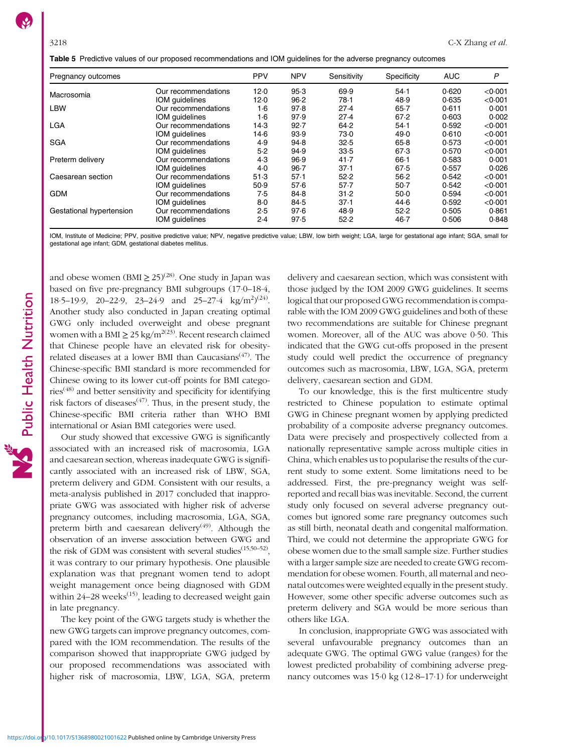**Table 5** Predictive values of our proposed recommendations and IOM guidelines for the adverse pregnancy outcomes

| Pregnancy outcomes | | PPV | NPV | Sensitivity | Specificity | AUC | *P* |
|---|---|---|---|---|---|---|---|
| Macrosomia | Our recommendations | 12·0 | 95·3 | 69·9 | 54·1 | 0·620 | <0·001 |
| | IOM guidelines | 12·0 | 96·2 | 78·1 | 48·9 | 0·635 | <0·001 |
| LBW | Our recommendations | 1·6 | 97·8 | 27·4 | 65·7 | 0·611 | 0·001 |
| | IOM guidelines | 1·6 | 97·9 | 27·4 | 67·2 | 0·603 | 0·002 |
| LGA | Our recommendations | 14·3 | 92·7 | 64·2 | 54·1 | 0·592 | <0·001 |
| | IOM guidelines | 14·6 | 93·9 | 73·0 | 49·0 | 0·610 | <0·001 |
| SGA | Our recommendations | 4·9 | 94·8 | 32·5 | 65·8 | 0·573 | <0·001 |
| | IOM guidelines | 5·2 | 94·9 | 33·5 | 67·3 | 0·570 | <0·001 |
| Preterm delivery | Our recommendations | 4·3 | 96·9 | 41·7 | 66·1 | 0·583 | 0·001 |
| | IOM guidelines | 4·0 | 96·7 | 37·1 | 67·5 | 0·557 | 0·026 |
| Caesarean section | Our recommendations | 51·3 | 57·1 | 52·2 | 56·2 | 0·542 | <0·001 |
| | IOM guidelines | 50·9 | 57·6 | 57·7 | 50·7 | 0·542 | <0·001 |
| GDM | Our recommendations | 7·5 | 84·8 | 31·2 | 50·0 | 0·594 | <0·001 |
| | IOM guidelines | 8·0 | 84·5 | 37·1 | 44·6 | 0·592 | <0·001 |
| Gestational hypertension | Our recommendations | 2·5 | 97·6 | 48·9 | 52·2 | 0·505 | 0·861 |
| | IOM guidelines | 2·4 | 97·5 | 52·2 | 46·7 | 0·506 | 0·848 |

IOM, Institute of Medicine; PPV, positive predictive value; NPV, negative predictive value; LBW, low birth weight; LGA, large for gestational age infant; SGA, small for gestational age infant; GDM, gestational diabetes mellitus.

and obese women (BMI ≥ 25)[28]. One study in Japan was based on five pre-pregnancy BMI subgroups (17·0–18·4, 18·5–19·9, 20–22·9, 23–24·9 and 25–27·4 kg/m$^2$)[24]. Another study also conducted in Japan creating optimal GWG only included overweight and obese pregnant women with a BMI ≥ 25 kg/m$^2$[23]. Recent research claimed that Chinese people have an elevated risk for obesity-related diseases at a lower BMI than Caucasians[47]. The Chinese-specific BMI standard is more recommended for Chinese owing to its lower cut-off points for BMI categories[48] and better sensitivity and specificity for identifying risk factors of diseases[47]. Thus, in the present study, the Chinese-specific BMI criteria rather than WHO BMI international or Asian BMI categories were used.

Our study showed that excessive GWG is significantly associated with an increased risk of macrosomia, LGA and caesarean section, whereas inadequate GWG is significantly associated with an increased risk of LBW, SGA, preterm delivery and GDM. Consistent with our results, a meta-analysis published in 2017 concluded that inappropriate GWG was associated with higher risk of adverse pregnancy outcomes, including macrosomia, LGA, SGA, preterm birth and caesarean delivery[49]. Although the observation of an inverse association between GWG and the risk of GDM was consistent with several studies[15,50–52], it was contrary to our primary hypothesis. One plausible explanation was that pregnant women tend to adopt weight management once being diagnosed with GDM within 24–28 weeks[15], leading to decreased weight gain in late pregnancy.

The key point of the GWG targets study is whether the new GWG targets can improve pregnancy outcomes, compared with the IOM recommendation. The results of the comparison showed that inappropriate GWG judged by our proposed recommendations was associated with higher risk of macrosomia, LBW, LGA, SGA, preterm delivery and caesarean section, which was consistent with those judged by the IOM 2009 GWG guidelines. It seems logical that our proposed GWG recommendation is comparable with the IOM 2009 GWG guidelines and both of these two recommendations are suitable for Chinese pregnant women. Moreover, all of the AUC was above 0·50. This indicated that the GWG cut-offs proposed in the present study could well predict the occurrence of pregnancy outcomes such as macrosomia, LBW, LGA, SGA, preterm delivery, caesarean section and GDM.

To our knowledge, this is the first multicentre study restricted to Chinese population to estimate optimal GWG in Chinese pregnant women by applying predicted probability of a composite adverse pregnancy outcomes. Data were precisely and prospectively collected from a nationally representative sample across multiple cities in China, which enables us to popularise the results of the current study to some extent. Some limitations need to be addressed. First, the pre-pregnancy weight was self-reported and recall bias was inevitable. Second, the current study only focused on several adverse pregnancy outcomes but ignored some rare pregnancy outcomes such as still birth, neonatal death and congenital malformation. Third, we could not determine the appropriate GWG for obese women due to the small sample size. Further studies with a larger sample size are needed to create GWG recommendation for obese women. Fourth, all maternal and neonatal outcomes were weighted equally in the present study. However, some other specific adverse outcomes such as preterm delivery and SGA would be more serious than others like LGA.

In conclusion, inappropriate GWG was associated with several unfavourable pregnancy outcomes than an adequate GWG. The optimal GWG value (ranges) for the lowest predicted probability of combining adverse pregnancy outcomes was 15·0 kg (12·8–17·1) for underweight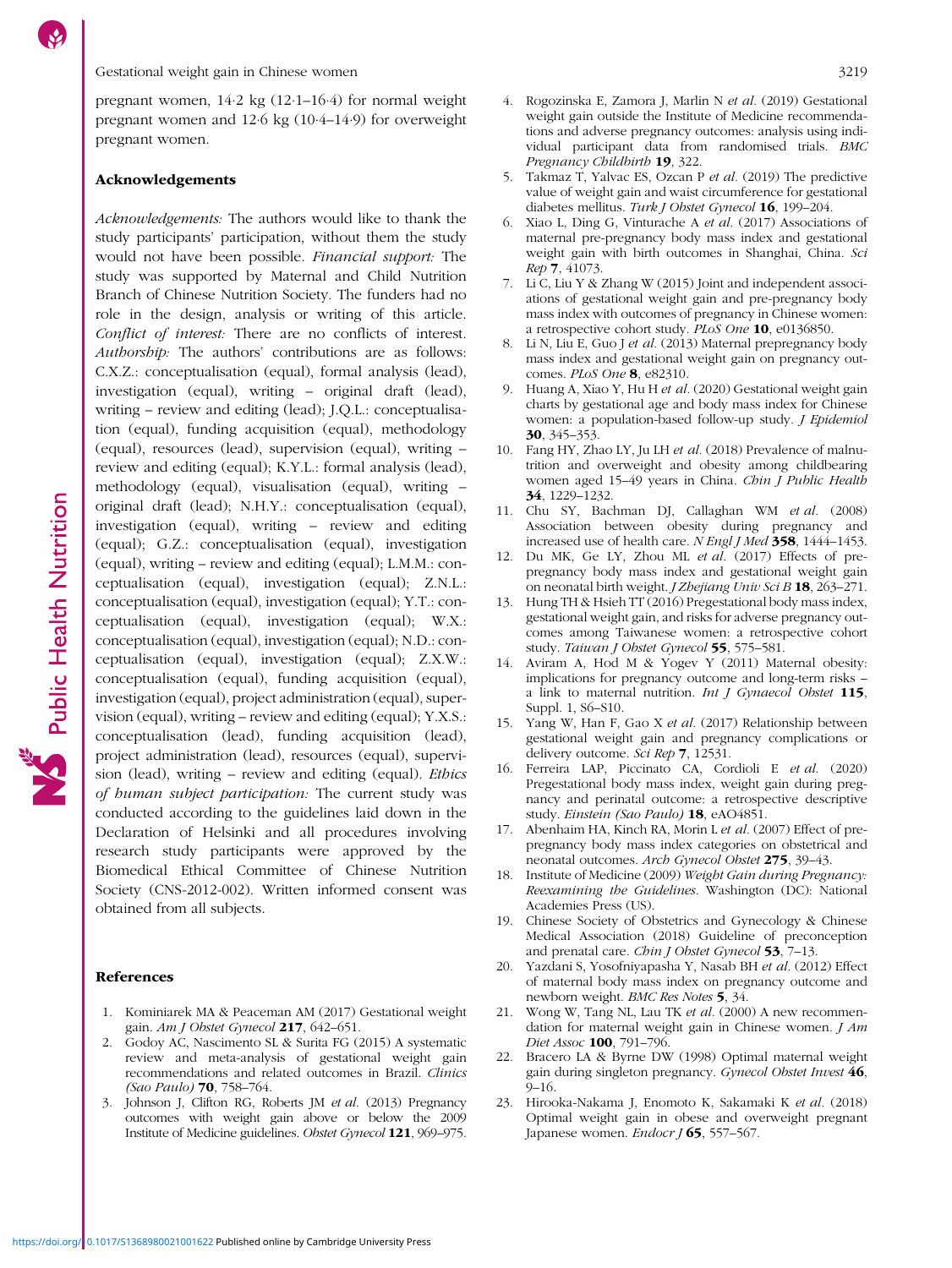pregnant women, 14·2 kg (12·1–16·4) for normal weight pregnant women and 12·6 kg (10·4–14·9) for overweight pregnant women.

## Acknowledgements

*Acknowledgements:* The authors would like to thank the study participants' participation, without them the study would not have been possible. *Financial support:* The study was supported by Maternal and Child Nutrition Branch of Chinese Nutrition Society. The funders had no role in the design, analysis or writing of this article. *Conflict of interest:* There are no conflicts of interest. *Authorship:* The authors' contributions are as follows: C.X.Z.: conceptualisation (equal), formal analysis (lead), investigation (equal), writing – original draft (lead), writing – review and editing (lead); J.Q.L.: conceptualisation (equal), funding acquisition (equal), methodology (equal), resources (lead), supervision (equal), writing – review and editing (equal); K.Y.L.: formal analysis (lead), methodology (equal), visualisation (equal), writing – original draft (lead); N.H.Y.: conceptualisation (equal), investigation (equal), writing – review and editing (equal); G.Z.: conceptualisation (equal), investigation (equal), writing – review and editing (equal); L.M.M.: conceptualisation (equal), investigation (equal); Z.N.L.: conceptualisation (equal), investigation (equal); Y.T.: conceptualisation (equal), investigation (equal); W.X.: conceptualisation (equal), investigation (equal); N.D.: conceptualisation (equal), investigation (equal); Z.X.W.: conceptualisation (equal), funding acquisition (equal), investigation (equal), project administration (equal), supervision (equal), writing – review and editing (equal); Y.X.S.: conceptualisation (lead), funding acquisition (lead), project administration (lead), resources (equal), supervision (lead), writing – review and editing (equal). *Ethics of human subject participation:* The current study was conducted according to the guidelines laid down in the Declaration of Helsinki and all procedures involving research study participants were approved by the Biomedical Ethical Committee of Chinese Nutrition Society (CNS-2012-002). Written informed consent was obtained from all subjects.

## References

1. Kominiarek MA & Peaceman AM (2017) Gestational weight gain. *Am J Obstet Gynecol* **217**, 642–651.
2. Godoy AC, Nascimento SL & Surita FG (2015) A systematic review and meta-analysis of gestational weight gain recommendations and related outcomes in Brazil. *Clinics (Sao Paulo)* **70**, 758–764.
3. Johnson J, Clifton RG, Roberts JM *et al.* (2013) Pregnancy outcomes with weight gain above or below the 2009 Institute of Medicine guidelines. *Obstet Gynecol* **121**, 969–975.
4. Rogozinska E, Zamora J, Marlin N *et al.* (2019) Gestational weight gain outside the Institute of Medicine recommendations and adverse pregnancy outcomes: analysis using individual participant data from randomised trials. *BMC Pregnancy Childbirth* **19**, 322.
5. Takmaz T, Yalvac ES, Ozcan P *et al.* (2019) The predictive value of weight gain and waist circumference for gestational diabetes mellitus. *Turk J Obstet Gynecol* **16**, 199–204.
6. Xiao L, Ding G, Vinturache A *et al.* (2017) Associations of maternal pre-pregnancy body mass index and gestational weight gain with birth outcomes in Shanghai, China. *Sci Rep* **7**, 41073.
7. Li C, Liu Y & Zhang W (2015) Joint and independent associations of gestational weight gain and pre-pregnancy body mass index with outcomes of pregnancy in Chinese women: a retrospective cohort study. *PLoS One* **10**, e0136850.
8. Li N, Liu E, Guo J *et al.* (2013) Maternal prepregnancy body mass index and gestational weight gain on pregnancy outcomes. *PLoS One* **8**, e82310.
9. Huang A, Xiao Y, Hu H *et al.* (2020) Gestational weight gain charts by gestational age and body mass index for Chinese women: a population-based follow-up study. *J Epidemiol* **30**, 345–353.
10. Fang HY, Zhao LY, Ju LH *et al.* (2018) Prevalence of malnutrition and overweight and obesity among childbearing women aged 15–49 years in China. *Chin J Public Health* **34**, 1229–1232.
11. Chu SY, Bachman DJ, Callaghan WM *et al.* (2008) Association between obesity during pregnancy and increased use of health care. *N Engl J Med* **358**, 1444–1453.
12. Du MK, Ge LY, Zhou ML *et al.* (2017) Effects of pre-pregnancy body mass index and gestational weight gain on neonatal birth weight. *J Zhejiang Univ Sci B* **18**, 263–271.
13. Hung TH & Hsieh TT (2016) Pregestational body mass index, gestational weight gain, and risks for adverse pregnancy outcomes among Taiwanese women: a retrospective cohort study. *Taiwan J Obstet Gynecol* **55**, 575–581.
14. Aviram A, Hod M & Yogev Y (2011) Maternal obesity: implications for pregnancy outcome and long-term risks – a link to maternal nutrition. *Int J Gynaecol Obstet* **115**, Suppl. 1, S6–S10.
15. Yang W, Han F, Gao X *et al.* (2017) Relationship between gestational weight gain and pregnancy complications or delivery outcome. *Sci Rep* **7**, 12531.
16. Ferreira LAP, Piccinato CA, Cordioli E *et al.* (2020) Pregestational body mass index, weight gain during pregnancy and perinatal outcome: a retrospective descriptive study. *Einstein (Sao Paulo)* **18**, eAO4851.
17. Abenhaim HA, Kinch RA, Morin L *et al.* (2007) Effect of prepregnancy body mass index categories on obstetrical and neonatal outcomes. *Arch Gynecol Obstet* **275**, 39–43.
18. Institute of Medicine (2009) *Weight Gain during Pregnancy: Reexamining the Guidelines*. Washington (DC): National Academies Press (US).
19. Chinese Society of Obstetrics and Gynecology & Chinese Medical Association (2018) Guideline of preconception and prenatal care. *Chin J Obstet Gynecol* **53**, 7–13.
20. Yazdani S, Yosofniyapasha Y, Nasab BH *et al.* (2012) Effect of maternal body mass index on pregnancy outcome and newborn weight. *BMC Res Notes* **5**, 34.
21. Wong W, Tang NL, Lau TK *et al.* (2000) A new recommendation for maternal weight gain in Chinese women. *J Am Diet Assoc* **100**, 791–796.
22. Bracero LA & Byrne DW (1998) Optimal maternal weight gain during singleton pregnancy. *Gynecol Obstet Invest* **46**, 9–16.
23. Hirooka-Nakama J, Enomoto K, Sakamaki K *et al.* (2018) Optimal weight gain in obese and overweight pregnant Japanese women. *Endocr J* **65**, 557–567.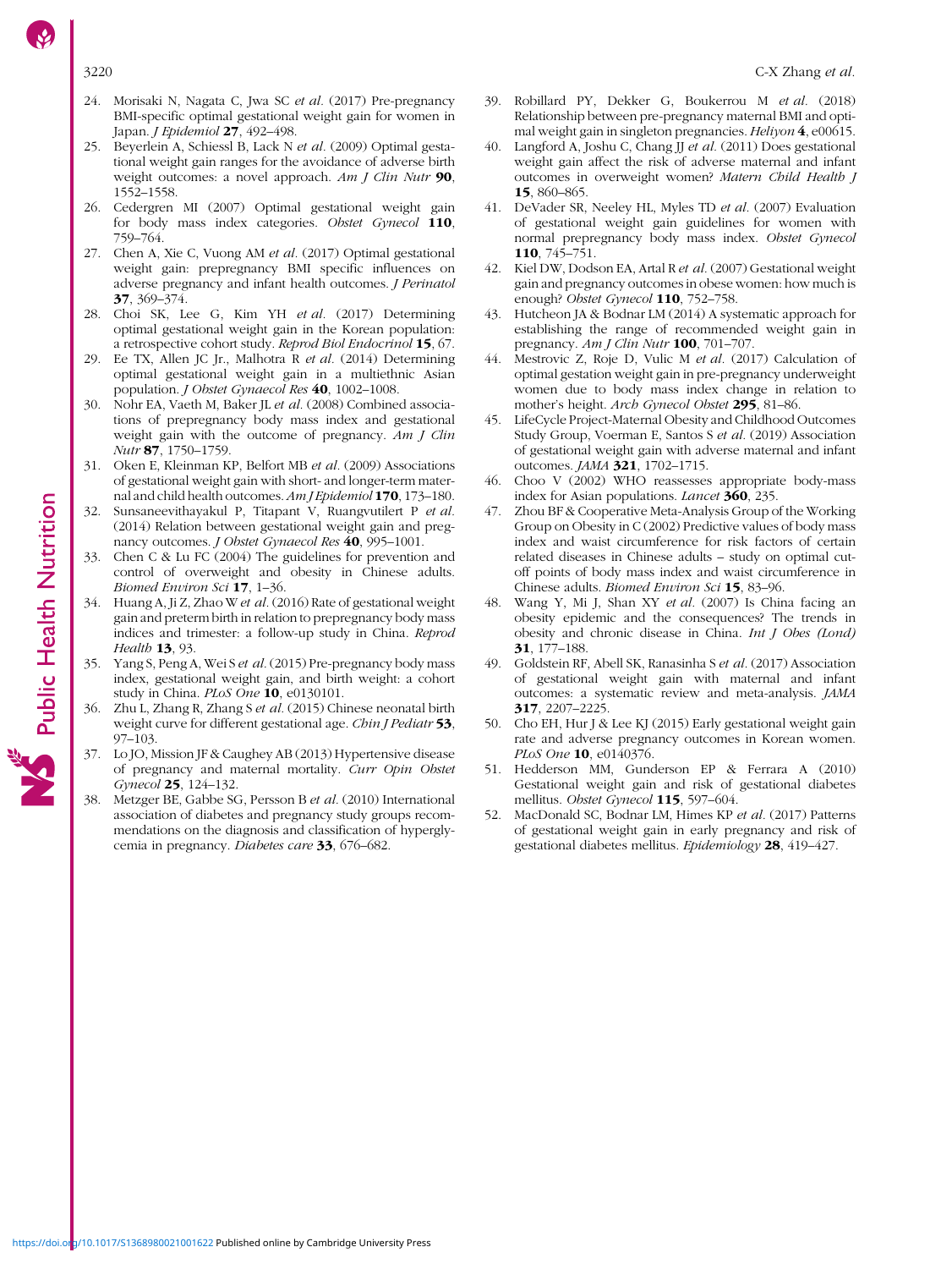24. Morisaki N, Nagata C, Jwa SC *et al.* (2017) Pre-pregnancy BMI-specific optimal gestational weight gain for women in Japan. *J Epidemiol* **27**, 492–498.
25. Beyerlein A, Schiessl B, Lack N *et al.* (2009) Optimal gestational weight gain ranges for the avoidance of adverse birth weight outcomes: a novel approach. *Am J Clin Nutr* **90**, 1552–1558.
26. Cedergren MI (2007) Optimal gestational weight gain for body mass index categories. *Obstet Gynecol* **110**, 759–764.
27. Chen A, Xie C, Vuong AM *et al.* (2017) Optimal gestational weight gain: prepregnancy BMI specific influences on adverse pregnancy and infant health outcomes. *J Perinatol* **37**, 369–374.
28. Choi SK, Lee G, Kim YH *et al.* (2017) Determining optimal gestational weight gain in the Korean population: a retrospective cohort study. *Reprod Biol Endocrinol* **15**, 67.
29. Ee TX, Allen JC Jr., Malhotra R *et al.* (2014) Determining optimal gestational weight gain in a multiethnic Asian population. *J Obstet Gynaecol Res* **40**, 1002–1008.
30. Nohr EA, Vaeth M, Baker JL *et al.* (2008) Combined associations of prepregnancy body mass index and gestational weight gain with the outcome of pregnancy. *Am J Clin Nutr* **87**, 1750–1759.
31. Oken E, Kleinman KP, Belfort MB *et al.* (2009) Associations of gestational weight gain with short- and longer-term maternal and child health outcomes. *Am J Epidemiol* **170**, 173–180.
32. Sunsaneevithayakul P, Titapant V, Ruangvutilert P *et al.* (2014) Relation between gestational weight gain and pregnancy outcomes. *J Obstet Gynaecol Res* **40**, 995–1001.
33. Chen C & Lu FC (2004) The guidelines for prevention and control of overweight and obesity in Chinese adults. *Biomed Environ Sci* **17**, 1–36.
34. Huang A, Ji Z, Zhao W *et al.* (2016) Rate of gestational weight gain and preterm birth in relation to prepregnancy body mass indices and trimester: a follow-up study in China. *Reprod Health* **13**, 93.
35. Yang S, Peng A, Wei S *et al.* (2015) Pre-pregnancy body mass index, gestational weight gain, and birth weight: a cohort study in China. *PLoS One* **10**, e0130101.
36. Zhu L, Zhang R, Zhang S *et al.* (2015) Chinese neonatal birth weight curve for different gestational age. *Chin J Pediatr* **53**, 97–103.
37. Lo JO, Mission JF & Caughey AB (2013) Hypertensive disease of pregnancy and maternal mortality. *Curr Opin Obstet Gynecol* **25**, 124–132.
38. Metzger BE, Gabbe SG, Persson B *et al.* (2010) International association of diabetes and pregnancy study groups recommendations on the diagnosis and classification of hyperglycemia in pregnancy. *Diabetes care* **33**, 676–682.
39. Robillard PY, Dekker G, Boukerrou M *et al.* (2018) Relationship between pre-pregnancy maternal BMI and optimal weight gain in singleton pregnancies. *Heliyon* **4**, e00615.
40. Langford A, Joshu C, Chang JJ *et al.* (2011) Does gestational weight gain affect the risk of adverse maternal and infant outcomes in overweight women? *Matern Child Health J* **15**, 860–865.
41. DeVader SR, Neeley HL, Myles TD *et al.* (2007) Evaluation of gestational weight gain guidelines for women with normal prepregnancy body mass index. *Obstet Gynecol* **110**, 745–751.
42. Kiel DW, Dodson EA, Artal R *et al.* (2007) Gestational weight gain and pregnancy outcomes in obese women: how much is enough? *Obstet Gynecol* **110**, 752–758.
43. Hutcheon JA & Bodnar LM (2014) A systematic approach for establishing the range of recommended weight gain in pregnancy. *Am J Clin Nutr* **100**, 701–707.
44. Mestrovic Z, Roje D, Vulic M *et al.* (2017) Calculation of optimal gestation weight gain in pre-pregnancy underweight women due to body mass index change in relation to mother's height. *Arch Gynecol Obstet* **295**, 81–86.
45. LifeCycle Project-Maternal Obesity and Childhood Outcomes Study Group, Voerman E, Santos S *et al.* (2019) Association of gestational weight gain with adverse maternal and infant outcomes. *JAMA* **321**, 1702–1715.
46. Choo V (2002) WHO reassesses appropriate body-mass index for Asian populations. *Lancet* **360**, 235.
47. Zhou BF & Cooperative Meta-Analysis Group of the Working Group on Obesity in C (2002) Predictive values of body mass index and waist circumference for risk factors of certain related diseases in Chinese adults – study on optimal cutoff points of body mass index and waist circumference in Chinese adults. *Biomed Environ Sci* **15**, 83–96.
48. Wang Y, Mi J, Shan XY *et al.* (2007) Is China facing an obesity epidemic and the consequences? The trends in obesity and chronic disease in China. *Int J Obes (Lond)* **31**, 177–188.
49. Goldstein RF, Abell SK, Ranasinha S *et al.* (2017) Association of gestational weight gain with maternal and infant outcomes: a systematic review and meta-analysis. *JAMA* **317**, 2207–2225.
50. Cho EH, Hur J & Lee KJ (2015) Early gestational weight gain rate and adverse pregnancy outcomes in Korean women. *PLoS One* **10**, e0140376.
51. Hedderson MM, Gunderson EP & Ferrara A (2010) Gestational weight gain and risk of gestational diabetes mellitus. *Obstet Gynecol* **115**, 597–604.
52. MacDonald SC, Bodnar LM, Himes KP *et al.* (2017) Patterns of gestational weight gain in early pregnancy and risk of gestational diabetes mellitus. *Epidemiology* **28**, 419–427.